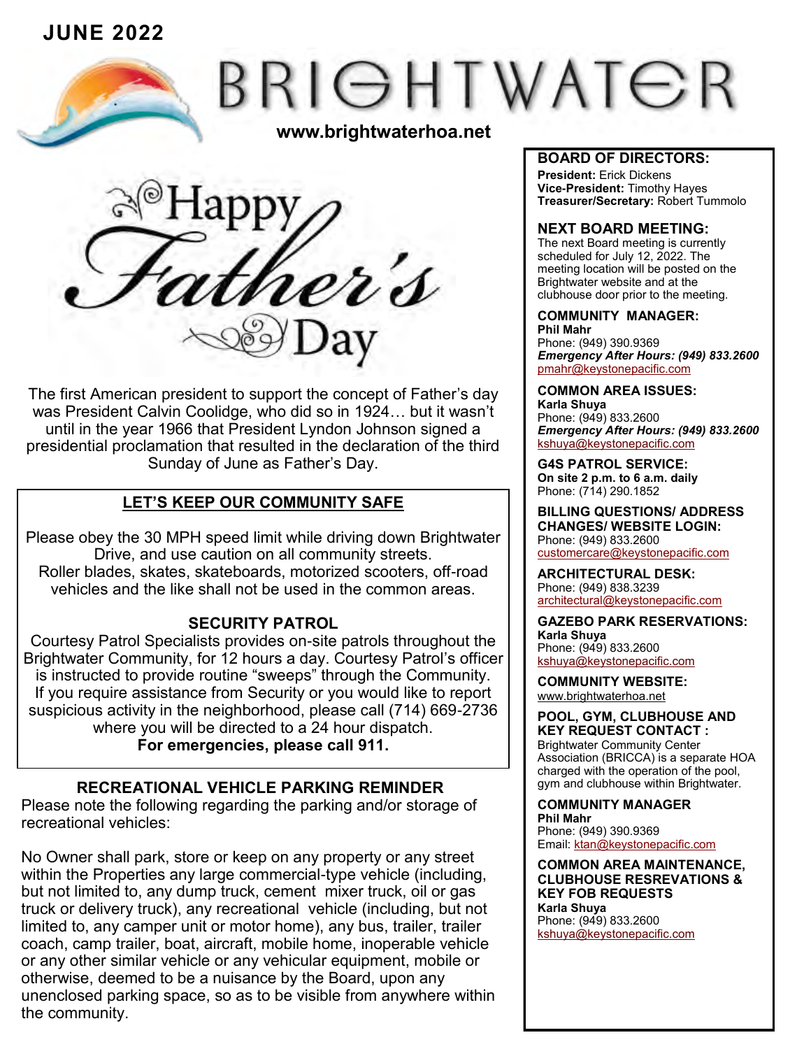**JUNE 2022**

# BRIGHTWATER

www.brightwaterhoa.net

## Happy Father's Day

The first American president to support the concept of Father's day was President Calvin Coolidge, who did so in 1924… but it wasn't until in the year 1966 that President Lyndon Johnson signed a presidential proclamation that resulted in the declaration of the third Sunday of June as Father's Day.

### LET'S KEEP OUR COMMUNITY SAFE

Please obey the 30 MPH speed limit while driving down Brightwater Drive, and use caution on all community streets.
Roller blades, skates, skateboards, motorized scooters, off-road vehicles and the like shall not be used in the common areas.

### SECURITY PATROL

Courtesy Patrol Specialists provides on-site patrols throughout the Brightwater Community, for 12 hours a day. Courtesy Patrol's officer is instructed to provide routine "sweeps" through the Community. If you require assistance from Security or you would like to report suspicious activity in the neighborhood, please call (714) 669-2736 where you will be directed to a 24 hour dispatch.
**For emergencies, please call 911.**

### RECREATIONAL VEHICLE PARKING REMINDER

Please note the following regarding the parking and/or storage of recreational vehicles:

No Owner shall park, store or keep on any property or any street within the Properties any large commercial-type vehicle (including, but not limited to, any dump truck, cement mixer truck, oil or gas truck or delivery truck), any recreational vehicle (including, but not limited to, any camper unit or motor home), any bus, trailer, trailer coach, camp trailer, boat, aircraft, mobile home, inoperable vehicle or any other similar vehicle or any vehicular equipment, mobile or otherwise, deemed to be a nuisance by the Board, upon any unenclosed parking space, so as to be visible from anywhere within the community.

### BOARD OF DIRECTORS:

**President:** Erick Dickens
**Vice-President:** Timothy Hayes
**Treasurer/Secretary:** Robert Tummolo

### NEXT BOARD MEETING:

The next Board meeting is currently scheduled for July 12, 2022. The meeting location will be posted on the Brightwater website and at the clubhouse door prior to the meeting.

### COMMUNITY MANAGER:

**Phil Mahr**
Phone: (949) 390.9369
***Emergency After Hours: (949) 833.2600***
pmahr@keystonepacific.com

### COMMON AREA ISSUES:

**Karla Shuya**
Phone: (949) 833.2600
***Emergency After Hours: (949) 833.2600***
kshuya@keystonepacific.com

### G4S PATROL SERVICE:

**On site 2 p.m. to 6 a.m. daily**
Phone: (714) 290.1852

### BILLING QUESTIONS/ ADDRESS CHANGES/ WEBSITE LOGIN:

Phone: (949) 833.2600
customercare@keystonepacific.com

### ARCHITECTURAL DESK:

Phone: (949) 838.3239
architectural@keystonepacific.com

### GAZEBO PARK RESERVATIONS:

**Karla Shuya**
Phone: (949) 833.2600
kshuya@keystonepacific.com

### COMMUNITY WEBSITE:

www.brightwaterhoa.net

### POOL, GYM, CLUBHOUSE AND KEY REQUEST CONTACT :

Brightwater Community Center Association (BRICCA) is a separate HOA charged with the operation of the pool, gym and clubhouse within Brightwater.

### COMMUNITY MANAGER

**Phil Mahr**
Phone: (949) 390.9369
Email: ktan@keystonepacific.com

### COMMON AREA MAINTENANCE, CLUBHOUSE RESREVATIONS & KEY FOB REQUESTS

**Karla Shuya**
Phone: (949) 833.2600
kshuya@keystonepacific.com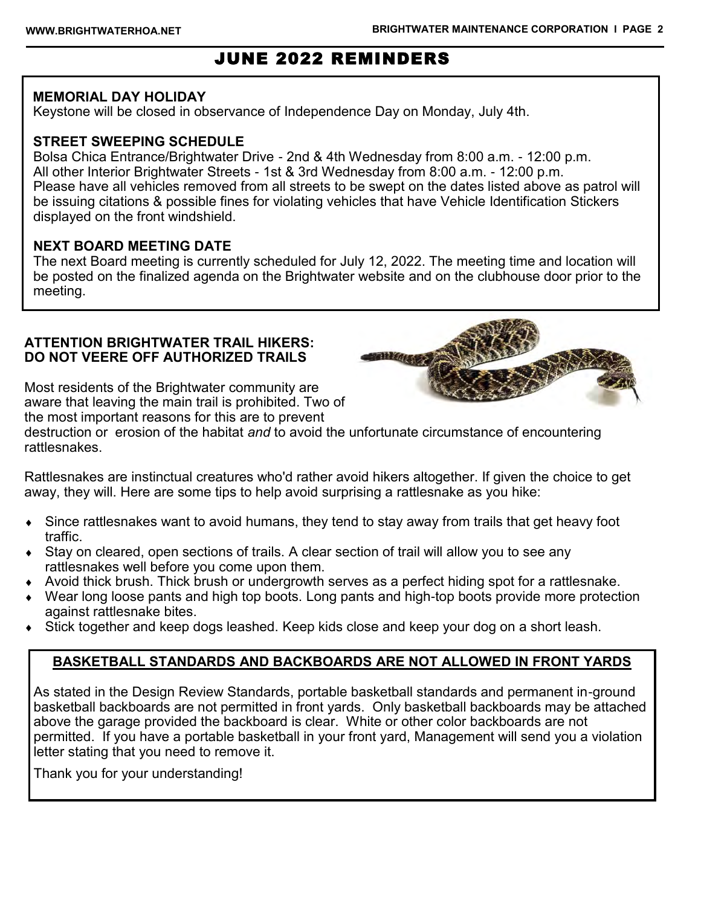# JUNE 2022 REMINDERS

**MEMORIAL DAY HOLIDAY**

Keystone will be closed in observance of Independence Day on Monday, July 4th.

**STREET SWEEPING SCHEDULE**

Bolsa Chica Entrance/Brightwater Drive - 2nd & 4th Wednesday from 8:00 a.m. - 12:00 p.m.
All other Interior Brightwater Streets - 1st & 3rd Wednesday from 8:00 a.m. - 12:00 p.m.
Please have all vehicles removed from all streets to be swept on the dates listed above as patrol will be issuing citations & possible fines for violating vehicles that have Vehicle Identification Stickers displayed on the front windshield.

**NEXT BOARD MEETING DATE**

The next Board meeting is currently scheduled for July 12, 2022. The meeting time and location will be posted on the finalized agenda on the Brightwater website and on the clubhouse door prior to the meeting.

**ATTENTION BRIGHTWATER TRAIL HIKERS: DO NOT VEERE OFF AUTHORIZED TRAILS**

Most residents of the Brightwater community are aware that leaving the main trail is prohibited. Two of the most important reasons for this are to prevent destruction or erosion of the habitat *and* to avoid the unfortunate circumstance of encountering rattlesnakes.

Rattlesnakes are instinctual creatures who'd rather avoid hikers altogether. If given the choice to get away, they will. Here are some tips to help avoid surprising a rattlesnake as you hike:

- Since rattlesnakes want to avoid humans, they tend to stay away from trails that get heavy foot traffic.
- Stay on cleared, open sections of trails. A clear section of trail will allow you to see any rattlesnakes well before you come upon them.
- Avoid thick brush. Thick brush or undergrowth serves as a perfect hiding spot for a rattlesnake.
- Wear long loose pants and high top boots. Long pants and high-top boots provide more protection against rattlesnake bites.
- Stick together and keep dogs leashed. Keep kids close and keep your dog on a short leash.

**BASKETBALL STANDARDS AND BACKBOARDS ARE NOT ALLOWED IN FRONT YARDS**

As stated in the Design Review Standards, portable basketball standards and permanent in-ground basketball backboards are not permitted in front yards. Only basketball backboards may be attached above the garage provided the backboard is clear. White or other color backboards are not permitted. If you have a portable basketball in your front yard, Management will send you a violation letter stating that you need to remove it.

Thank you for your understanding!